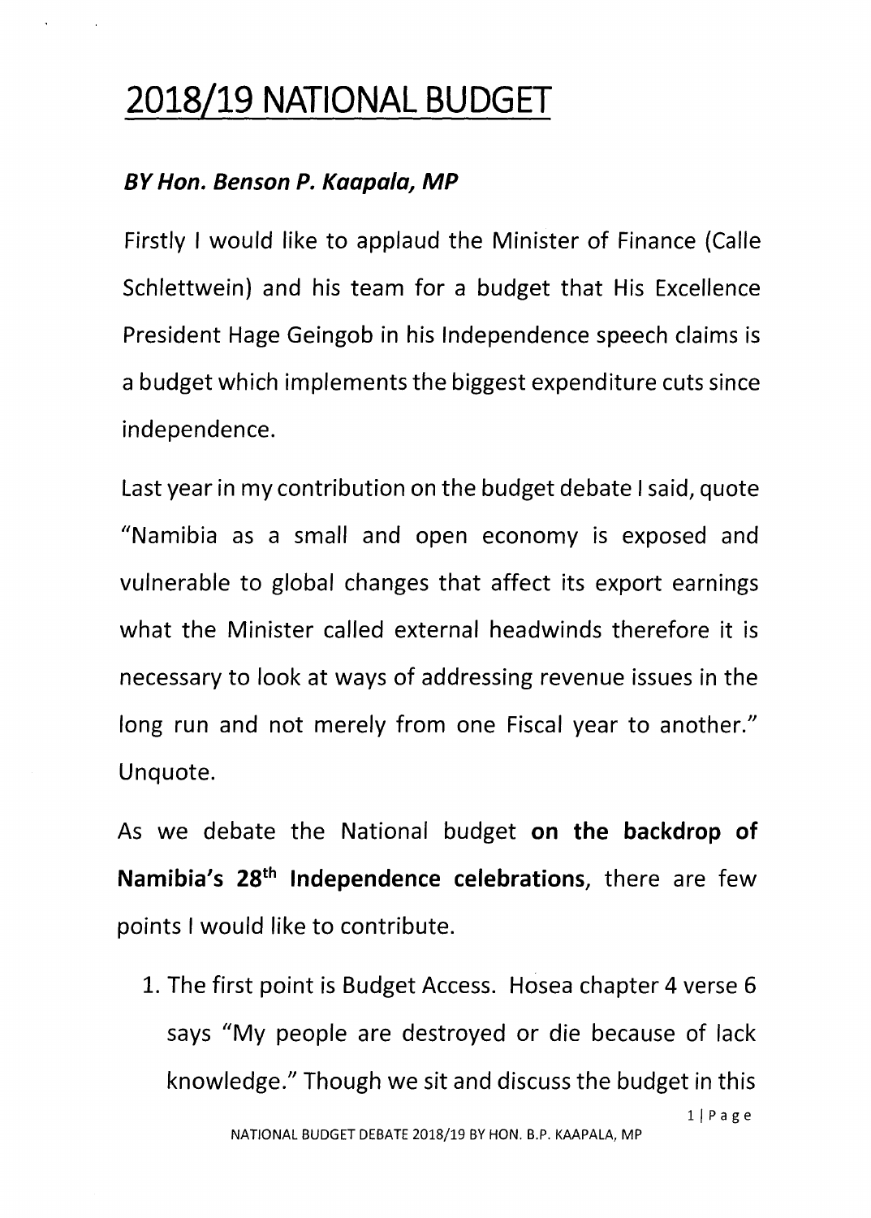# 2018/19 NATIONAL BUDGET

***BY Hon. Benson P. Kaapala, MP***

Firstly I would like to applaud the Minister of Finance (Calle Schlettwein) and his team for a budget that His Excellence President Hage Geingob in his Independence speech claims is a budget which implements the biggest expenditure cuts since independence.

Last year in my contribution on the budget debate I said, quote "Namibia as a small and open economy is exposed and vulnerable to global changes that affect its export earnings what the Minister called external headwinds therefore it is necessary to look at ways of addressing revenue issues in the long run and not merely from one Fiscal year to another." Unquote.

As we debate the National budget **on the backdrop of Namibia's 28th Independence celebrations**, there are few points I would like to contribute.

1. The first point is Budget Access. Hosea chapter 4 verse 6 says "My people are destroyed or die because of lack knowledge." Though we sit and discuss the budget in this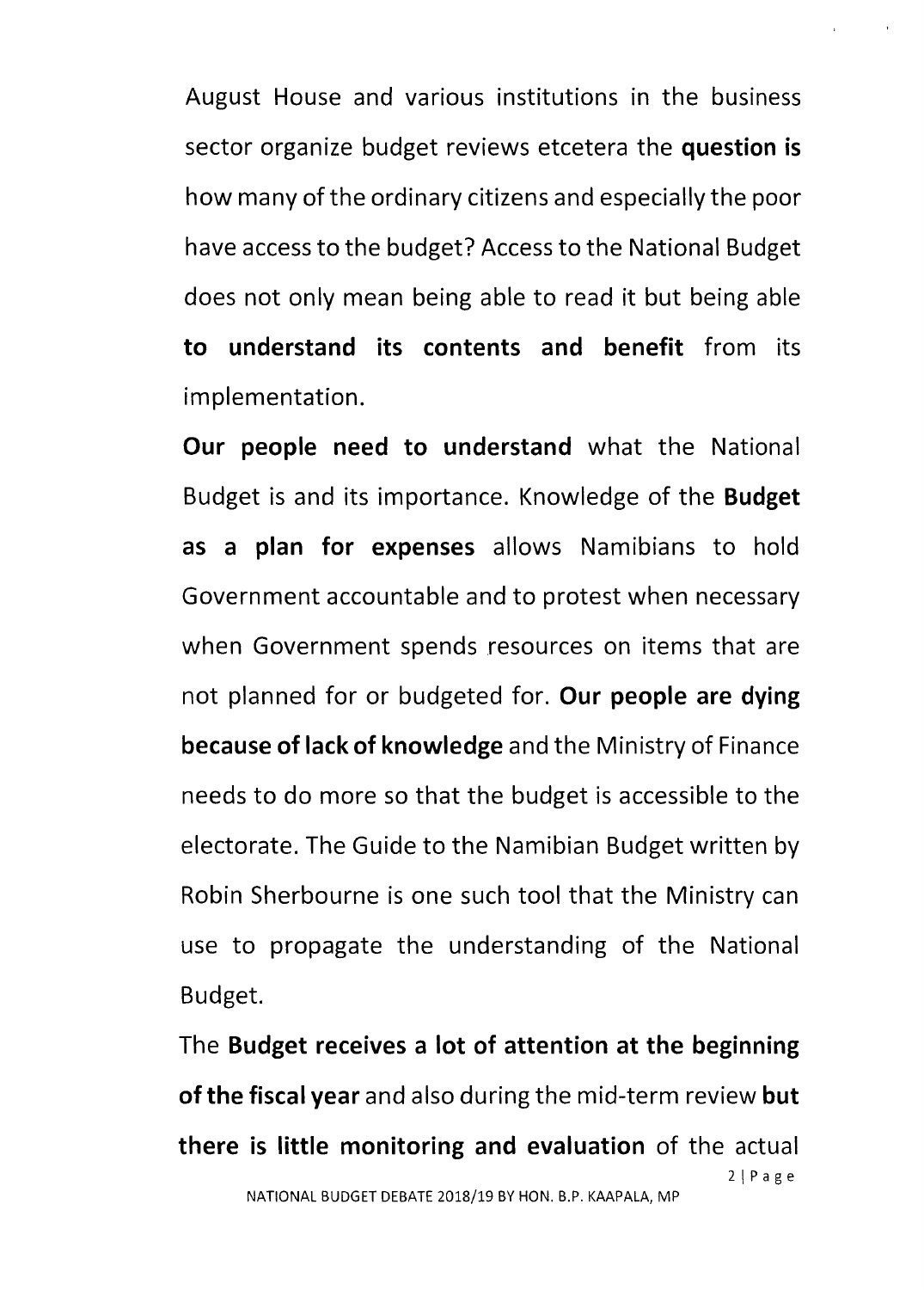August House and various institutions in the business sector organize budget reviews etcetera the **question is** how many of the ordinary citizens and especially the poor have access to the budget? Access to the National Budget does not only mean being able to read it but being able **to understand its contents and benefit** from its implementation.

**Our people need to understand** what the National Budget is and its importance. Knowledge of the **Budget as a plan for expenses** allows Namibians to hold Government accountable and to protest when necessary when Government spends resources on items that are not planned for or budgeted for. **Our people are dying because of lack of knowledge** and the Ministry of Finance needs to do more so that the budget is accessible to the electorate. The Guide to the Namibian Budget written by Robin Sherbourne is one such tool that the Ministry can use to propagate the understanding of the National Budget.

The **Budget receives a lot of attention at the beginning of the fiscal year** and also during the mid-term review **but there is little monitoring and evaluation** of the actual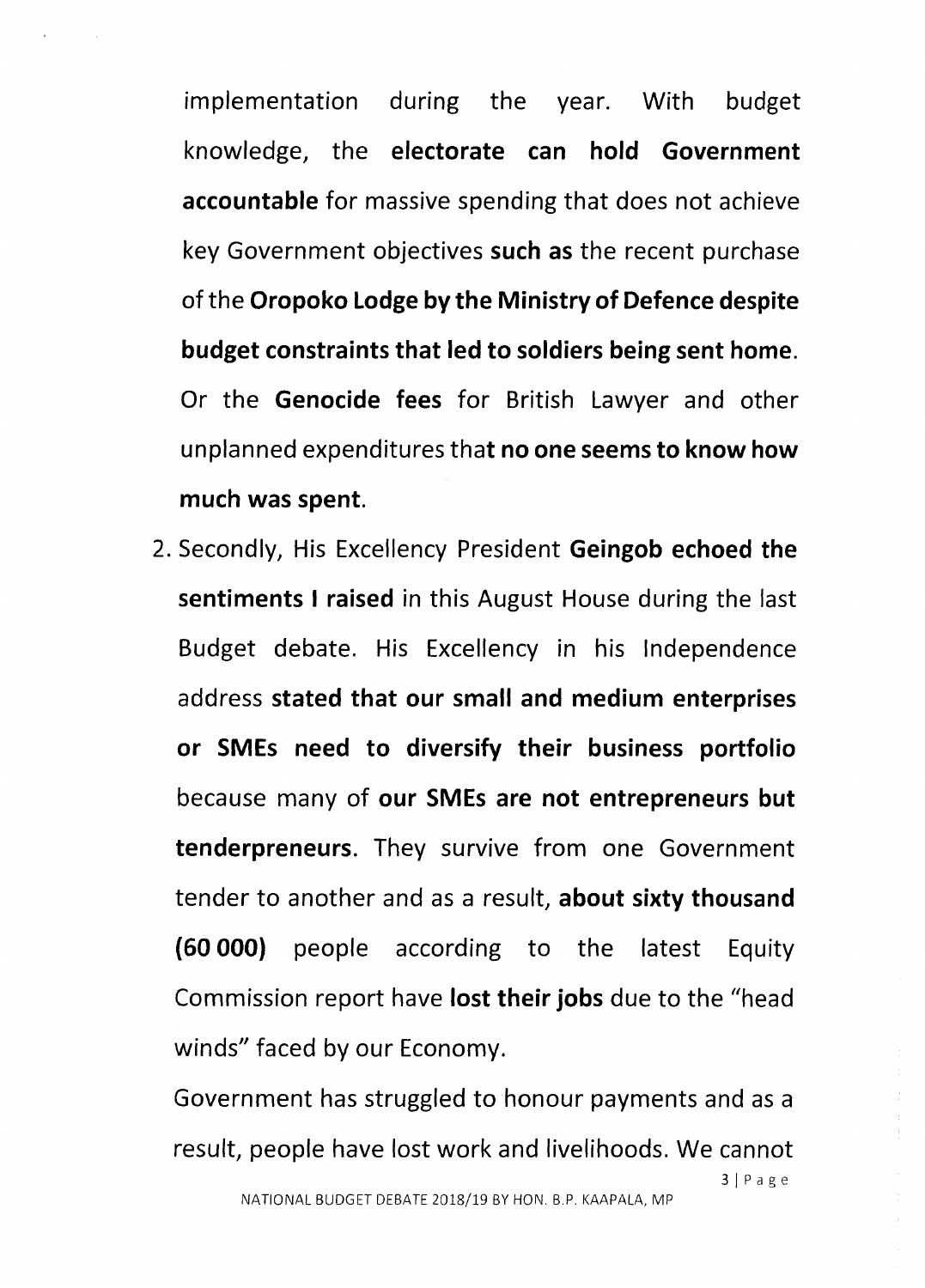implementation during the year. With budget knowledge, the **electorate can hold Government accountable** for massive spending that does not achieve key Government objectives **such as** the recent purchase of the **Oropoko Lodge by the Ministry of Defence despite budget constraints that led to soldiers being sent home**. Or the **Genocide fees** for British Lawyer and other unplanned expenditures tha**t no one seems to know how much was spent**.

2. Secondly, His Excellency President **Geingob echoed the sentiments I raised** in this August House during the last Budget debate. His Excellency in his Independence address **stated that our small and medium enterprises or SMEs need to diversify their business portfolio** because many of **our SMEs are not entrepreneurs but tenderpreneurs**. They survive from one Government tender to another and as a result, **about sixty thousand (60 000)** people according to the latest Equity Commission report have **lost their jobs** due to the "head winds" faced by our Economy.

   Government has struggled to honour payments and as a result, people have lost work and livelihoods. We cannot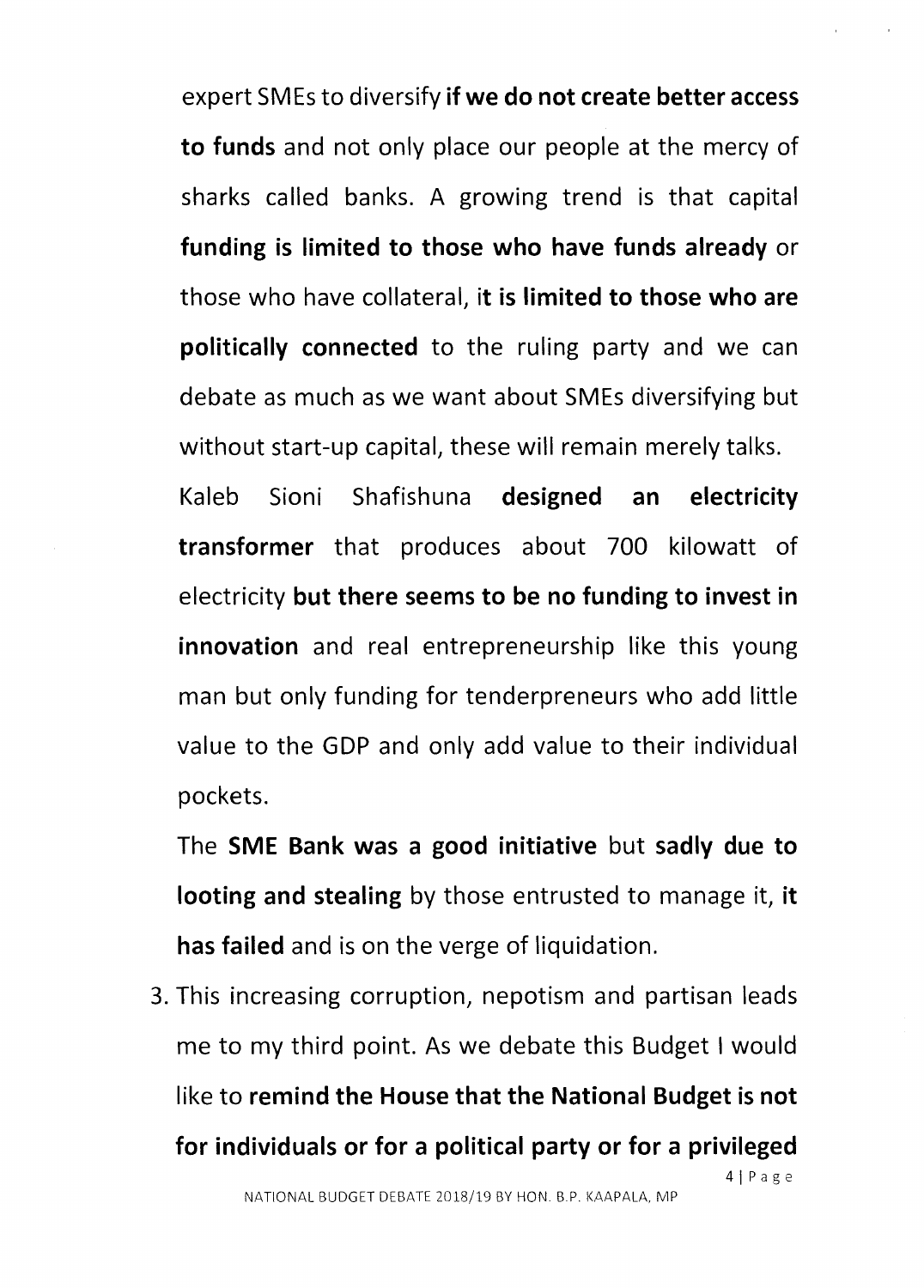expert SMEs to diversify **if we do not create better access to funds** and not only place our people at the mercy of sharks called banks. A growing trend is that capital **funding is limited to those who have funds already** or those who have collateral, i**t is limited to those who are politically connected** to the ruling party and we can debate as much as we want about SMEs diversifying but without start-up capital, these will remain merely talks. Kaleb Sioni Shafishuna **designed an electricity transformer** that produces about 700 kilowatt of electricity **but there seems to be no funding to invest in innovation** and real entrepreneurship like this young man but only funding for tenderpreneurs who add little value to the GDP and only add value to their individual pockets.

The **SME Bank was a good initiative** but **sadly due to looting and stealing** by those entrusted to manage it, **it has failed** and is on the verge of liquidation.

3. This increasing corruption, nepotism and partisan leads me to my third point. As we debate this Budget I would like to **remind the House that the National Budget is not for individuals or for a political party or for a privileged**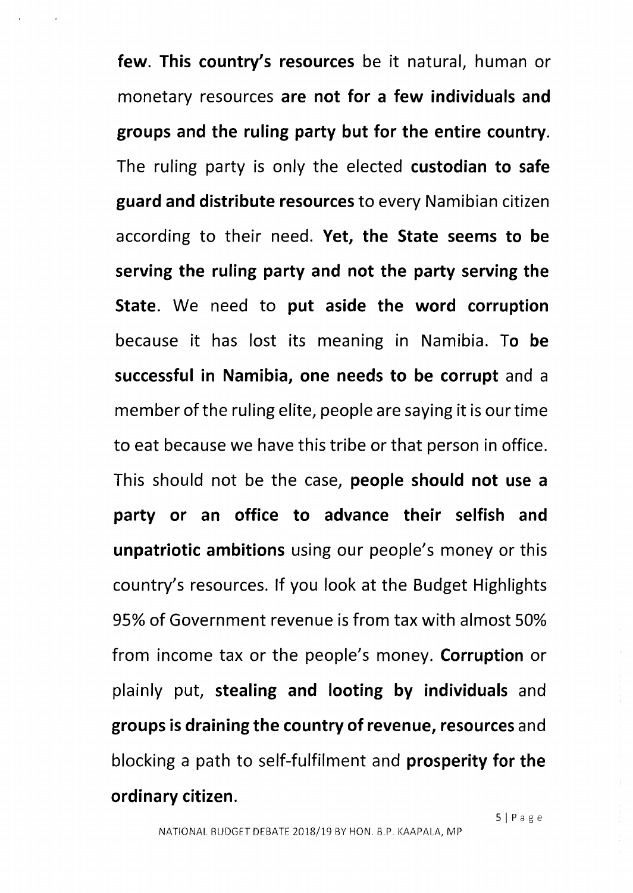**few. This country's resources** be it natural, human or monetary resources **are not for a few individuals and groups and the ruling party but for the entire country**. The ruling party is only the elected **custodian to safe guard and distribute resources** to every Namibian citizen according to their need. **Yet, the State seems to be serving the ruling party and not the party serving the State**. We need to **put aside the word corruption** because it has lost its meaning in Namibia. T**o be successful in Namibia, one needs to be corrupt** and a member of the ruling elite, people are saying it is our time to eat because we have this tribe or that person in office. This should not be the case, **people should not use a party or an office to advance their selfish and unpatriotic ambitions** using our people's money or this country's resources. If you look at the Budget Highlights 95% of Government revenue is from tax with almost 50% from income tax or the people's money. **Corruption** or plainly put, **stealing and looting by individuals** and **groups is draining the country of revenue, resources** and blocking a path to self-fulfilment and **prosperity for the ordinary citizen**.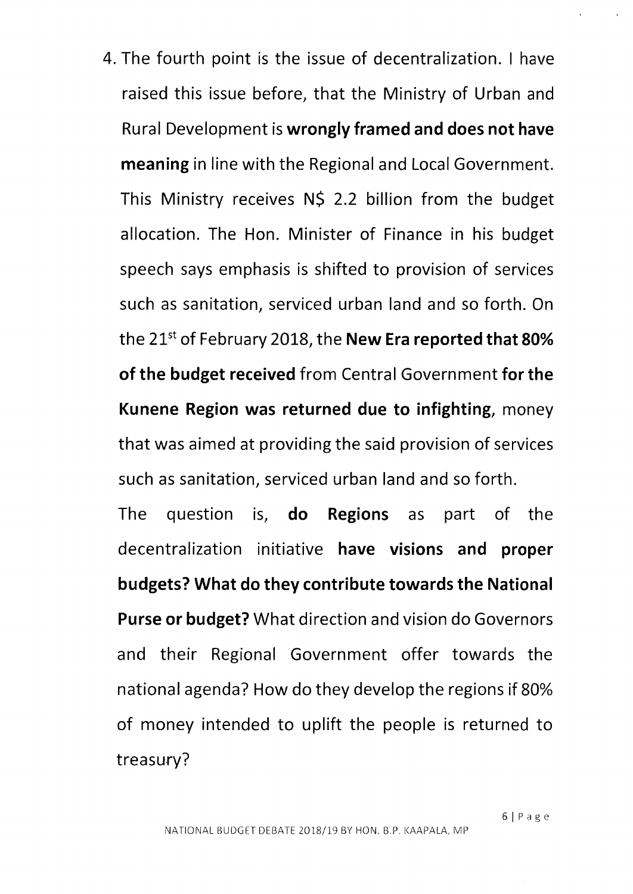4. The fourth point is the issue of decentralization. I have raised this issue before, that the Ministry of Urban and Rural Development is **wrongly framed and does not have meaning** in line with the Regional and Local Government. This Ministry receives N$ 2.2 billion from the budget allocation. The Hon. Minister of Finance in his budget speech says emphasis is shifted to provision of services such as sanitation, serviced urban land and so forth. On the 21st of February 2018, the **New Era reported that 80% of the budget received** from Central Government **for the Kunene Region was returned due to infighting,** money that was aimed at providing the said provision of services such as sanitation, serviced urban land and so forth.

   The question is, **do Regions** as part of the decentralization initiative **have visions and proper budgets? What do they contribute towards the National Purse or budget?** What direction and vision do Governors and their Regional Government offer towards the national agenda? How do they develop the regions if 80% of money intended to uplift the people is returned to treasury?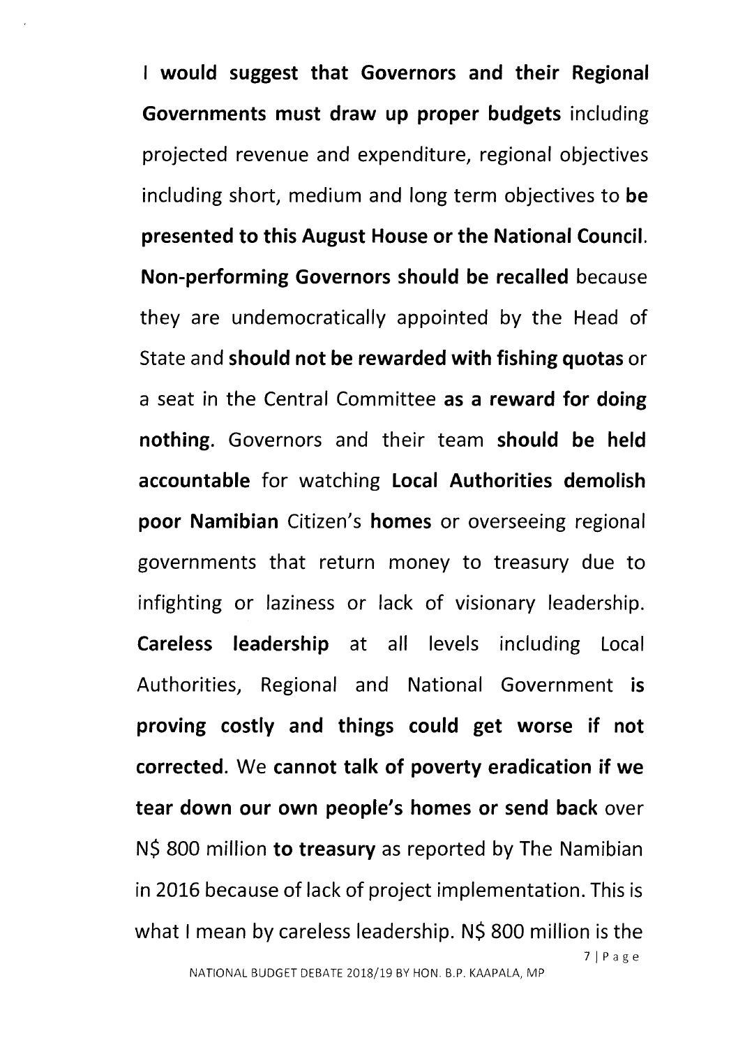I **would suggest that Governors and their Regional Governments must draw up proper budgets** including projected revenue and expenditure, regional objectives including short, medium and long term objectives to **be presented to this August House or the National Council. Non-performing Governors should be recalled** because they are undemocratically appointed by the Head of State and **should not be rewarded with fishing quotas** or a seat in the Central Committee **as a reward for doing nothing.** Governors and their team **should be held accountable** for watching **Local Authorities demolish poor Namibian** Citizen's **homes** or overseeing regional governments that return money to treasury due to infighting or laziness or lack of visionary leadership. **Careless leadership** at all levels including Local Authorities, Regional and National Government **is proving costly and things could get worse if not corrected.** We **cannot talk of poverty eradication if we tear down our own people's homes or send back** over N$ 800 million **to treasury** as reported by The Namibian in 2016 because of lack of project implementation. This is what I mean by careless leadership. N$ 800 million is the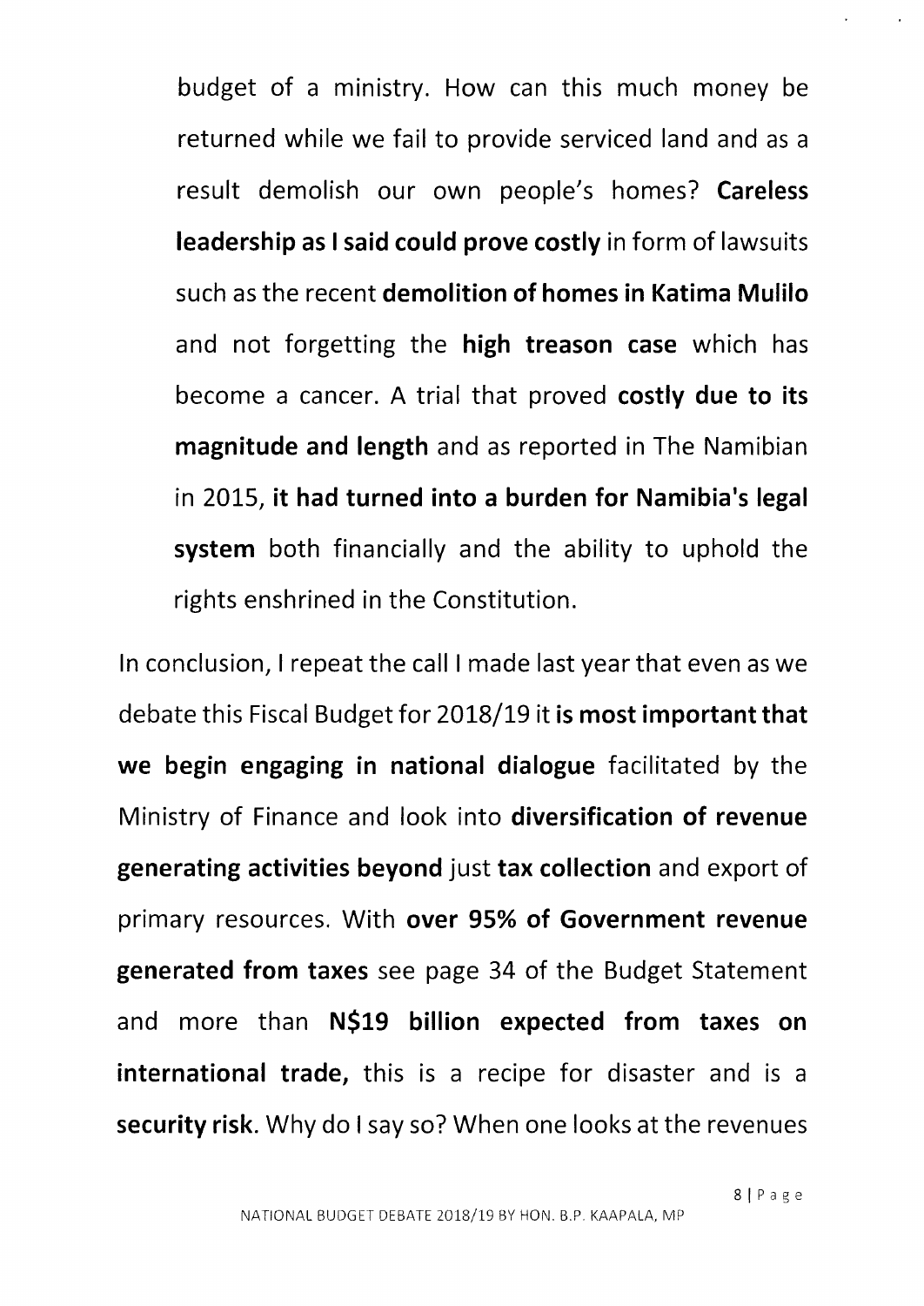budget of a ministry. How can this much money be returned while we fail to provide serviced land and as a result demolish our own people's homes? **Careless leadership as I said could prove costly** in form of lawsuits such as the recent **demolition of homes in Katima Mulilo** and not forgetting the **high treason case** which has become a cancer. A trial that proved **costly due to its magnitude and length** and as reported in The Namibian in 2015, **it had turned into a burden for Namibia's legal system** both financially and the ability to uphold the rights enshrined in the Constitution.

In conclusion, I repeat the call I made last year that even as we debate this Fiscal Budget for 2018/19 it **is most important that we begin engaging in national dialogue** facilitated by the Ministry of Finance and look into **diversification of revenue generating activities beyond** just **tax collection** and export of primary resources. With **over 95% of Government revenue generated from taxes** see page 34 of the Budget Statement and more than **N$19 billion expected from taxes on international trade,** this is a recipe for disaster and is a **security risk**. Why do I say so? When one looks at the revenues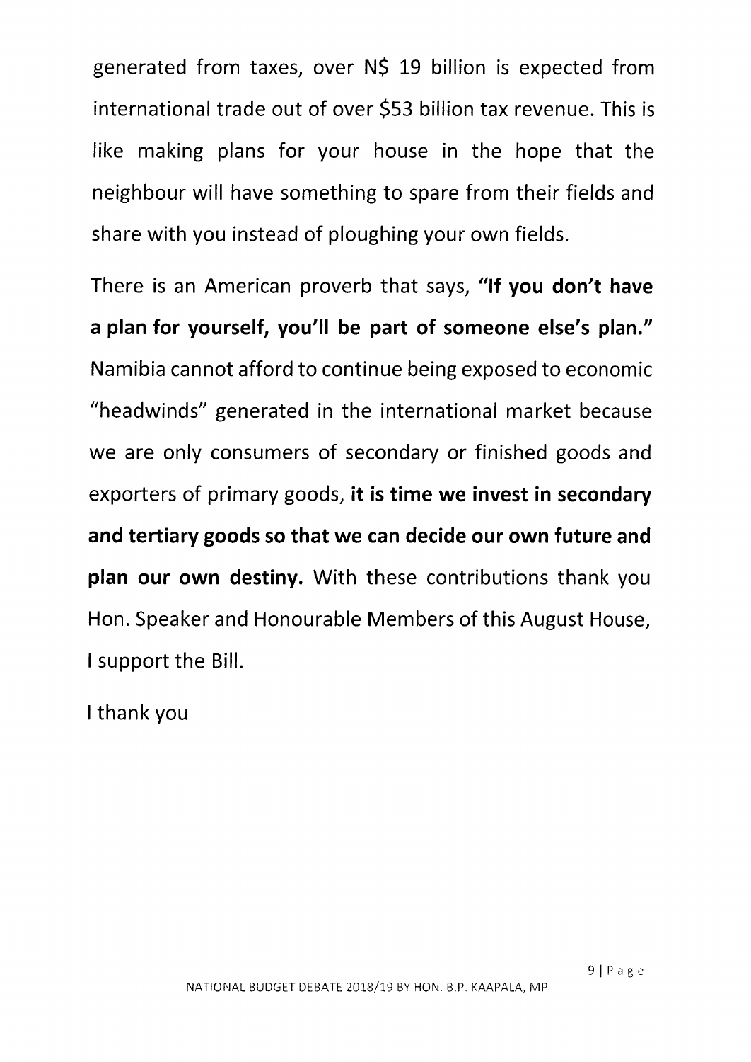generated from taxes, over N$ 19 billion is expected from international trade out of over $53 billion tax revenue. This is like making plans for your house in the hope that the neighbour will have something to spare from their fields and share with you instead of ploughing your own fields.

There is an American proverb that says, **"If you don't have a plan for yourself, you'll be part of someone else's plan."** Namibia cannot afford to continue being exposed to economic "headwinds" generated in the international market because we are only consumers of secondary or finished goods and exporters of primary goods, **it is time we invest in secondary and tertiary goods so that we can decide our own future and plan our own destiny.** With these contributions thank you Hon. Speaker and Honourable Members of this August House, I support the Bill.

I thank you